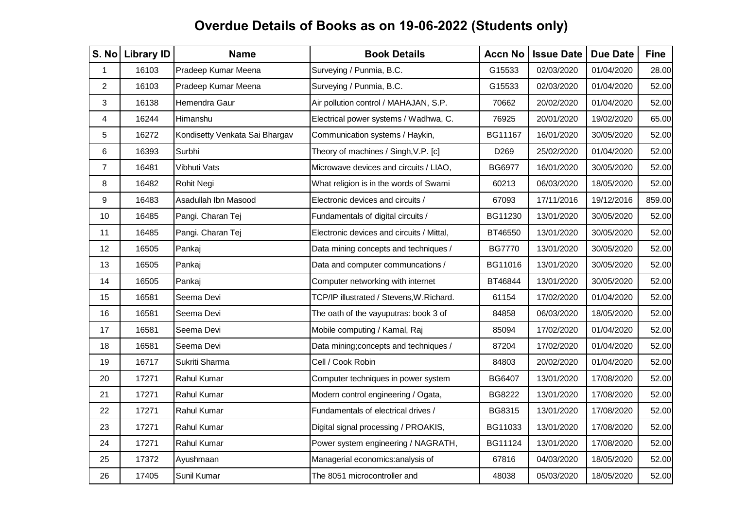# Overdue Details of Books as on 19-06-2022 (Students only)

| S. No | Library ID | Name | Book Details | Accn No | Issue Date | Due Date | Fine |
|---|---|---|---|---|---|---|---|
| 1 | 16103 | Pradeep Kumar Meena | Surveying / Punmia, B.C. | G15533 | 02/03/2020 | 01/04/2020 | 28.00 |
| 2 | 16103 | Pradeep Kumar Meena | Surveying / Punmia, B.C. | G15533 | 02/03/2020 | 01/04/2020 | 52.00 |
| 3 | 16138 | Hemendra Gaur | Air pollution control / MAHAJAN, S.P. | 70662 | 20/02/2020 | 01/04/2020 | 52.00 |
| 4 | 16244 | Himanshu | Electrical power systems / Wadhwa, C. | 76925 | 20/01/2020 | 19/02/2020 | 65.00 |
| 5 | 16272 | Kondisetty Venkata Sai Bhargav | Communication systems / Haykin, | BG11167 | 16/01/2020 | 30/05/2020 | 52.00 |
| 6 | 16393 | Surbhi | Theory of machines / Singh,V.P. [c] | D269 | 25/02/2020 | 01/04/2020 | 52.00 |
| 7 | 16481 | Vibhuti Vats | Microwave devices and circuits / LIAO, | BG6977 | 16/01/2020 | 30/05/2020 | 52.00 |
| 8 | 16482 | Rohit Negi | What religion is in the words of Swami | 60213 | 06/03/2020 | 18/05/2020 | 52.00 |
| 9 | 16483 | Asadullah Ibn Masood | Electronic devices and circuits / | 67093 | 17/11/2016 | 19/12/2016 | 859.00 |
| 10 | 16485 | Pangi. Charan Tej | Fundamentals of digital circuits / | BG11230 | 13/01/2020 | 30/05/2020 | 52.00 |
| 11 | 16485 | Pangi. Charan Tej | Electronic devices and circuits / Mittal, | BT46550 | 13/01/2020 | 30/05/2020 | 52.00 |
| 12 | 16505 | Pankaj | Data mining concepts and techniques / | BG7770 | 13/01/2020 | 30/05/2020 | 52.00 |
| 13 | 16505 | Pankaj | Data and computer communcations / | BG11016 | 13/01/2020 | 30/05/2020 | 52.00 |
| 14 | 16505 | Pankaj | Computer networking with internet | BT46844 | 13/01/2020 | 30/05/2020 | 52.00 |
| 15 | 16581 | Seema Devi | TCP/IP illustrated / Stevens,W.Richard. | 61154 | 17/02/2020 | 01/04/2020 | 52.00 |
| 16 | 16581 | Seema Devi | The oath of the vayuputras: book 3 of | 84858 | 06/03/2020 | 18/05/2020 | 52.00 |
| 17 | 16581 | Seema Devi | Mobile computing / Kamal, Raj | 85094 | 17/02/2020 | 01/04/2020 | 52.00 |
| 18 | 16581 | Seema Devi | Data mining;concepts and techniques / | 87204 | 17/02/2020 | 01/04/2020 | 52.00 |
| 19 | 16717 | Sukriti Sharma | Cell / Cook Robin | 84803 | 20/02/2020 | 01/04/2020 | 52.00 |
| 20 | 17271 | Rahul Kumar | Computer techniques in power system | BG6407 | 13/01/2020 | 17/08/2020 | 52.00 |
| 21 | 17271 | Rahul Kumar | Modern control engineering / Ogata, | BG8222 | 13/01/2020 | 17/08/2020 | 52.00 |
| 22 | 17271 | Rahul Kumar | Fundamentals of electrical drives / | BG8315 | 13/01/2020 | 17/08/2020 | 52.00 |
| 23 | 17271 | Rahul Kumar | Digital signal processing / PROAKIS, | BG11033 | 13/01/2020 | 17/08/2020 | 52.00 |
| 24 | 17271 | Rahul Kumar | Power system engineering / NAGRATH, | BG11124 | 13/01/2020 | 17/08/2020 | 52.00 |
| 25 | 17372 | Ayushmaan | Managerial economics:analysis of | 67816 | 04/03/2020 | 18/05/2020 | 52.00 |
| 26 | 17405 | Sunil Kumar | The 8051 microcontroller and | 48038 | 05/03/2020 | 18/05/2020 | 52.00 |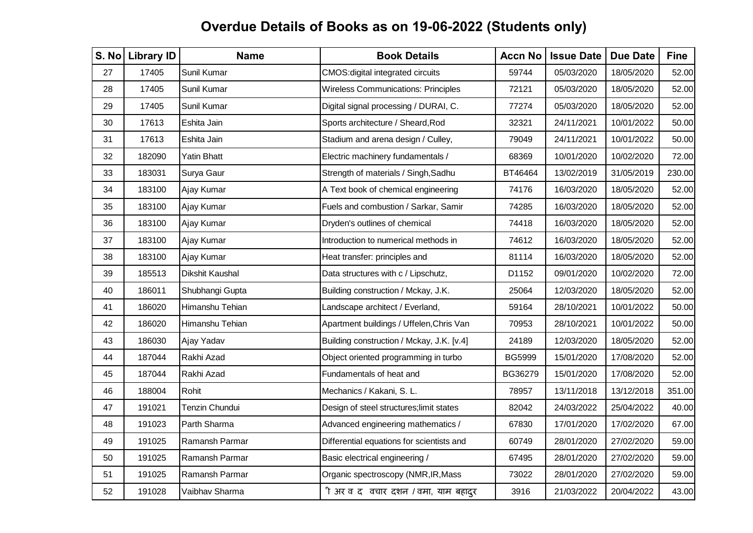# Overdue Details of Books as on 19-06-2022 (Students only)

| S. No | Library ID | Name | Book Details | Accn No | Issue Date | Due Date | Fine |
|---|---|---|---|---|---|---|---|
| 27 | 17405 | Sunil Kumar | CMOS:digital integrated circuits | 59744 | 05/03/2020 | 18/05/2020 | 52.00 |
| 28 | 17405 | Sunil Kumar | Wireless Communications: Principles | 72121 | 05/03/2020 | 18/05/2020 | 52.00 |
| 29 | 17405 | Sunil Kumar | Digital signal processing / DURAI, C. | 77274 | 05/03/2020 | 18/05/2020 | 52.00 |
| 30 | 17613 | Eshita Jain | Sports architecture / Sheard,Rod | 32321 | 24/11/2021 | 10/01/2022 | 50.00 |
| 31 | 17613 | Eshita Jain | Stadium and arena design / Culley, | 79049 | 24/11/2021 | 10/01/2022 | 50.00 |
| 32 | 182090 | Yatin Bhatt | Electric machinery fundamentals / | 68369 | 10/01/2020 | 10/02/2020 | 72.00 |
| 33 | 183031 | Surya Gaur | Strength of materials / Singh,Sadhu | BT46464 | 13/02/2019 | 31/05/2019 | 230.00 |
| 34 | 183100 | Ajay Kumar | A Text book of chemical engineering | 74176 | 16/03/2020 | 18/05/2020 | 52.00 |
| 35 | 183100 | Ajay Kumar | Fuels and combustion / Sarkar, Samir | 74285 | 16/03/2020 | 18/05/2020 | 52.00 |
| 36 | 183100 | Ajay Kumar | Dryden's outlines of chemical | 74418 | 16/03/2020 | 18/05/2020 | 52.00 |
| 37 | 183100 | Ajay Kumar | Introduction to numerical methods in | 74612 | 16/03/2020 | 18/05/2020 | 52.00 |
| 38 | 183100 | Ajay Kumar | Heat transfer: principles and | 81114 | 16/03/2020 | 18/05/2020 | 52.00 |
| 39 | 185513 | Dikshit Kaushal | Data structures with c / Lipschutz, | D1152 | 09/01/2020 | 10/02/2020 | 72.00 |
| 40 | 186011 | Shubhangi Gupta | Building construction / Mckay, J.K. | 25064 | 12/03/2020 | 18/05/2020 | 52.00 |
| 41 | 186020 | Himanshu Tehian | Landscape architect / Everland, | 59164 | 28/10/2021 | 10/01/2022 | 50.00 |
| 42 | 186020 | Himanshu Tehian | Apartment buildings / Uffelen,Chris Van | 70953 | 28/10/2021 | 10/01/2022 | 50.00 |
| 43 | 186030 | Ajay Yadav | Building construction / Mckay, J.K. [v.4] | 24189 | 12/03/2020 | 18/05/2020 | 52.00 |
| 44 | 187044 | Rakhi Azad | Object oriented programming in turbo | BG5999 | 15/01/2020 | 17/08/2020 | 52.00 |
| 45 | 187044 | Rakhi Azad | Fundamentals of heat and | BG36279 | 15/01/2020 | 17/08/2020 | 52.00 |
| 46 | 188004 | Rohit | Mechanics / Kakani, S. L. | 78957 | 13/11/2018 | 13/12/2018 | 351.00 |
| 47 | 191021 | Tenzin Chundui | Design of steel structures;limit states | 82042 | 24/03/2022 | 25/04/2022 | 40.00 |
| 48 | 191023 | Parth Sharma | Advanced engineering mathematics / | 67830 | 17/01/2020 | 17/02/2020 | 67.00 |
| 49 | 191025 | Ramansh Parmar | Differential equations for scientists and | 60749 | 28/01/2020 | 27/02/2020 | 59.00 |
| 50 | 191025 | Ramansh Parmar | Basic electrical engineering / | 67495 | 28/01/2020 | 27/02/2020 | 59.00 |
| 51 | 191025 | Ramansh Parmar | Organic spectroscopy (NMR,IR,Mass | 73022 | 28/01/2020 | 27/02/2020 | 59.00 |
| 52 | 191028 | Vaibhav Sharma | ी अर व द वचार दशन / वमा, याम बहादुर | 3916 | 21/03/2022 | 20/04/2022 | 43.00 |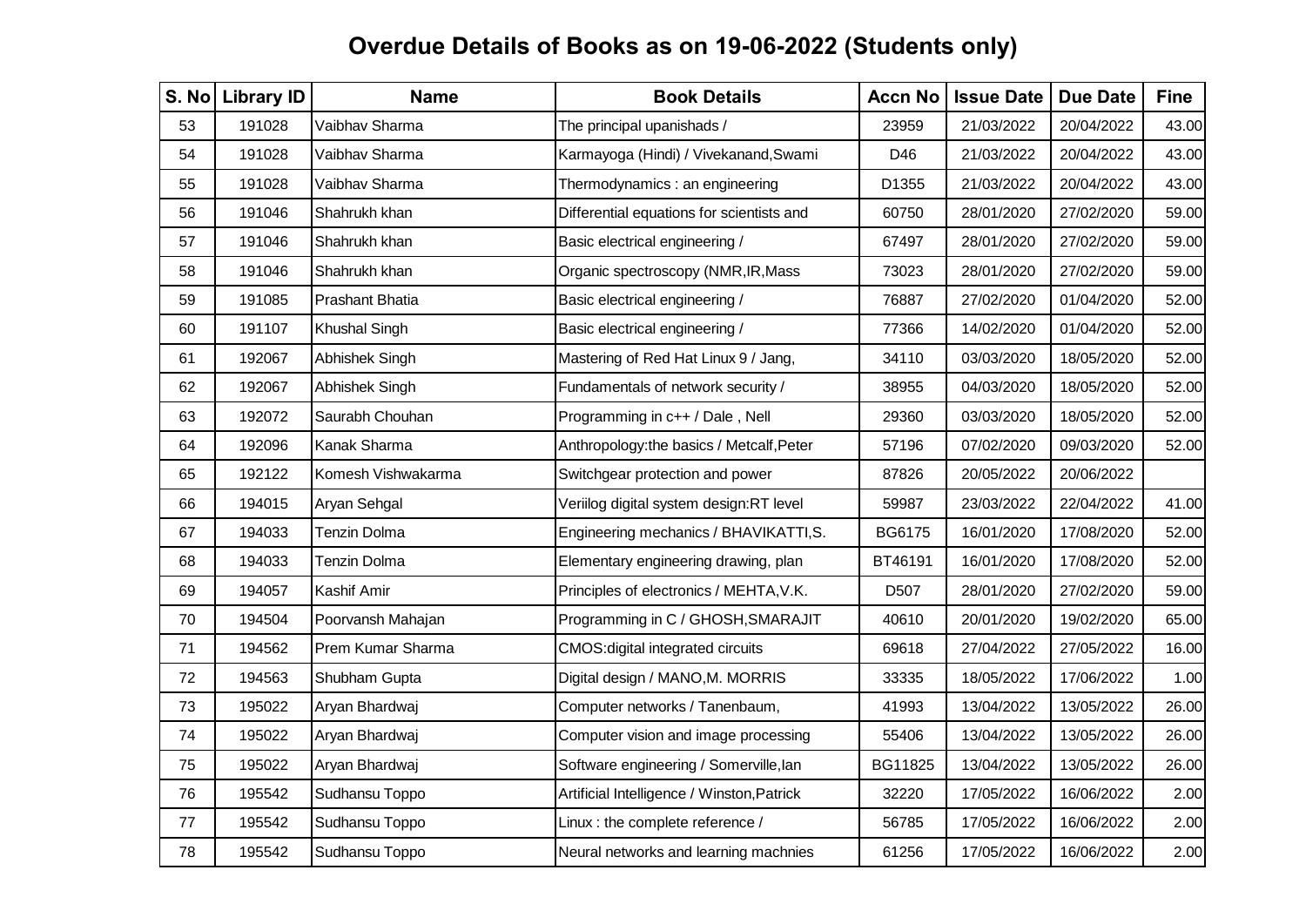# Overdue Details of Books as on 19-06-2022 (Students only)

| S. No | Library ID | Name | Book Details | Accn No | Issue Date | Due Date | Fine |
|---|---|---|---|---|---|---|---|
| 53 | 191028 | Vaibhav Sharma | The principal upanishads / | 23959 | 21/03/2022 | 20/04/2022 | 43.00 |
| 54 | 191028 | Vaibhav Sharma | Karmayoga (Hindi) / Vivekanand,Swami | D46 | 21/03/2022 | 20/04/2022 | 43.00 |
| 55 | 191028 | Vaibhav Sharma | Thermodynamics : an engineering | D1355 | 21/03/2022 | 20/04/2022 | 43.00 |
| 56 | 191046 | Shahrukh khan | Differential equations for scientists and | 60750 | 28/01/2020 | 27/02/2020 | 59.00 |
| 57 | 191046 | Shahrukh khan | Basic electrical engineering / | 67497 | 28/01/2020 | 27/02/2020 | 59.00 |
| 58 | 191046 | Shahrukh khan | Organic spectroscopy (NMR,IR,Mass | 73023 | 28/01/2020 | 27/02/2020 | 59.00 |
| 59 | 191085 | Prashant Bhatia | Basic electrical engineering / | 76887 | 27/02/2020 | 01/04/2020 | 52.00 |
| 60 | 191107 | Khushal Singh | Basic electrical engineering / | 77366 | 14/02/2020 | 01/04/2020 | 52.00 |
| 61 | 192067 | Abhishek Singh | Mastering of Red Hat Linux 9 / Jang, | 34110 | 03/03/2020 | 18/05/2020 | 52.00 |
| 62 | 192067 | Abhishek Singh | Fundamentals of network security / | 38955 | 04/03/2020 | 18/05/2020 | 52.00 |
| 63 | 192072 | Saurabh Chouhan | Programming in c++ / Dale , Nell | 29360 | 03/03/2020 | 18/05/2020 | 52.00 |
| 64 | 192096 | Kanak Sharma | Anthropology:the basics / Metcalf,Peter | 57196 | 07/02/2020 | 09/03/2020 | 52.00 |
| 65 | 192122 | Komesh Vishwakarma | Switchgear protection and power | 87826 | 20/05/2022 | 20/06/2022 | |
| 66 | 194015 | Aryan Sehgal | Veriilog digital system design:RT level | 59987 | 23/03/2022 | 22/04/2022 | 41.00 |
| 67 | 194033 | Tenzin Dolma | Engineering mechanics / BHAVIKATTI,S. | BG6175 | 16/01/2020 | 17/08/2020 | 52.00 |
| 68 | 194033 | Tenzin Dolma | Elementary engineering drawing, plan | BT46191 | 16/01/2020 | 17/08/2020 | 52.00 |
| 69 | 194057 | Kashif Amir | Principles of electronics / MEHTA,V.K. | D507 | 28/01/2020 | 27/02/2020 | 59.00 |
| 70 | 194504 | Poorvansh Mahajan | Programming in C / GHOSH,SMARAJIT | 40610 | 20/01/2020 | 19/02/2020 | 65.00 |
| 71 | 194562 | Prem Kumar Sharma | CMOS:digital integrated circuits | 69618 | 27/04/2022 | 27/05/2022 | 16.00 |
| 72 | 194563 | Shubham Gupta | Digital design / MANO,M. MORRIS | 33335 | 18/05/2022 | 17/06/2022 | 1.00 |
| 73 | 195022 | Aryan Bhardwaj | Computer networks / Tanenbaum, | 41993 | 13/04/2022 | 13/05/2022 | 26.00 |
| 74 | 195022 | Aryan Bhardwaj | Computer vision and image processing | 55406 | 13/04/2022 | 13/05/2022 | 26.00 |
| 75 | 195022 | Aryan Bhardwaj | Software engineering / Somerville,Ian | BG11825 | 13/04/2022 | 13/05/2022 | 26.00 |
| 76 | 195542 | Sudhansu Toppo | Artificial Intelligence / Winston,Patrick | 32220 | 17/05/2022 | 16/06/2022 | 2.00 |
| 77 | 195542 | Sudhansu Toppo | Linux : the complete reference / | 56785 | 17/05/2022 | 16/06/2022 | 2.00 |
| 78 | 195542 | Sudhansu Toppo | Neural networks and learning machnies | 61256 | 17/05/2022 | 16/06/2022 | 2.00 |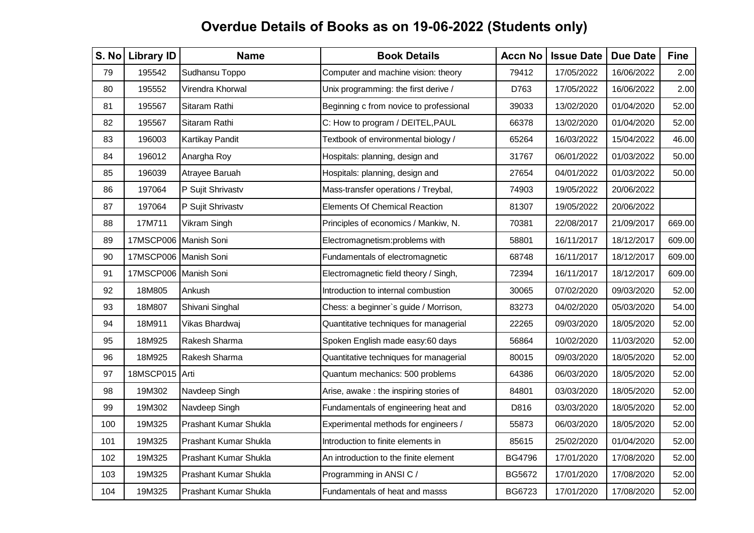# Overdue Details of Books as on 19-06-2022 (Students only)

| S. No | Library ID | Name | Book Details | Accn No | Issue Date | Due Date | Fine |
|---|---|---|---|---|---|---|---|
| 79 | 195542 | Sudhansu Toppo | Computer and machine vision: theory | 79412 | 17/05/2022 | 16/06/2022 | 2.00 |
| 80 | 195552 | Virendra Khorwal | Unix programming: the first derive / | D763 | 17/05/2022 | 16/06/2022 | 2.00 |
| 81 | 195567 | Sitaram Rathi | Beginning c from novice to professional | 39033 | 13/02/2020 | 01/04/2020 | 52.00 |
| 82 | 195567 | Sitaram Rathi | C: How to program / DEITEL,PAUL | 66378 | 13/02/2020 | 01/04/2020 | 52.00 |
| 83 | 196003 | Kartikay Pandit | Textbook of environmental biology / | 65264 | 16/03/2022 | 15/04/2022 | 46.00 |
| 84 | 196012 | Anargha Roy | Hospitals: planning, design and | 31767 | 06/01/2022 | 01/03/2022 | 50.00 |
| 85 | 196039 | Atrayee Baruah | Hospitals: planning, design and | 27654 | 04/01/2022 | 01/03/2022 | 50.00 |
| 86 | 197064 | P Sujit Shrivastv | Mass-transfer operations / Treybal, | 74903 | 19/05/2022 | 20/06/2022 | |
| 87 | 197064 | P Sujit Shrivastv | Elements Of Chemical Reaction | 81307 | 19/05/2022 | 20/06/2022 | |
| 88 | 17M711 | Vikram Singh | Principles of economics / Mankiw, N. | 70381 | 22/08/2017 | 21/09/2017 | 669.00 |
| 89 | 17MSCP006 | Manish Soni | Electromagnetism:problems with | 58801 | 16/11/2017 | 18/12/2017 | 609.00 |
| 90 | 17MSCP006 | Manish Soni | Fundamentals of electromagnetic | 68748 | 16/11/2017 | 18/12/2017 | 609.00 |
| 91 | 17MSCP006 | Manish Soni | Electromagnetic field theory / Singh, | 72394 | 16/11/2017 | 18/12/2017 | 609.00 |
| 92 | 18M805 | Ankush | Introduction to internal combustion | 30065 | 07/02/2020 | 09/03/2020 | 52.00 |
| 93 | 18M807 | Shivani Singhal | Chess: a beginner`s guide / Morrison, | 83273 | 04/02/2020 | 05/03/2020 | 54.00 |
| 94 | 18M911 | Vikas Bhardwaj | Quantitative techniques for managerial | 22265 | 09/03/2020 | 18/05/2020 | 52.00 |
| 95 | 18M925 | Rakesh Sharma | Spoken English made easy:60 days | 56864 | 10/02/2020 | 11/03/2020 | 52.00 |
| 96 | 18M925 | Rakesh Sharma | Quantitative techniques for managerial | 80015 | 09/03/2020 | 18/05/2020 | 52.00 |
| 97 | 18MSCP015 | Arti | Quantum mechanics: 500 problems | 64386 | 06/03/2020 | 18/05/2020 | 52.00 |
| 98 | 19M302 | Navdeep Singh | Arise, awake : the inspiring stories of | 84801 | 03/03/2020 | 18/05/2020 | 52.00 |
| 99 | 19M302 | Navdeep Singh | Fundamentals of engineering heat and | D816 | 03/03/2020 | 18/05/2020 | 52.00 |
| 100 | 19M325 | Prashant Kumar Shukla | Experimental methods for engineers / | 55873 | 06/03/2020 | 18/05/2020 | 52.00 |
| 101 | 19M325 | Prashant Kumar Shukla | Introduction to finite elements in | 85615 | 25/02/2020 | 01/04/2020 | 52.00 |
| 102 | 19M325 | Prashant Kumar Shukla | An introduction to the finite element | BG4796 | 17/01/2020 | 17/08/2020 | 52.00 |
| 103 | 19M325 | Prashant Kumar Shukla | Programming in ANSI C / | BG5672 | 17/01/2020 | 17/08/2020 | 52.00 |
| 104 | 19M325 | Prashant Kumar Shukla | Fundamentals of heat and masss | BG6723 | 17/01/2020 | 17/08/2020 | 52.00 |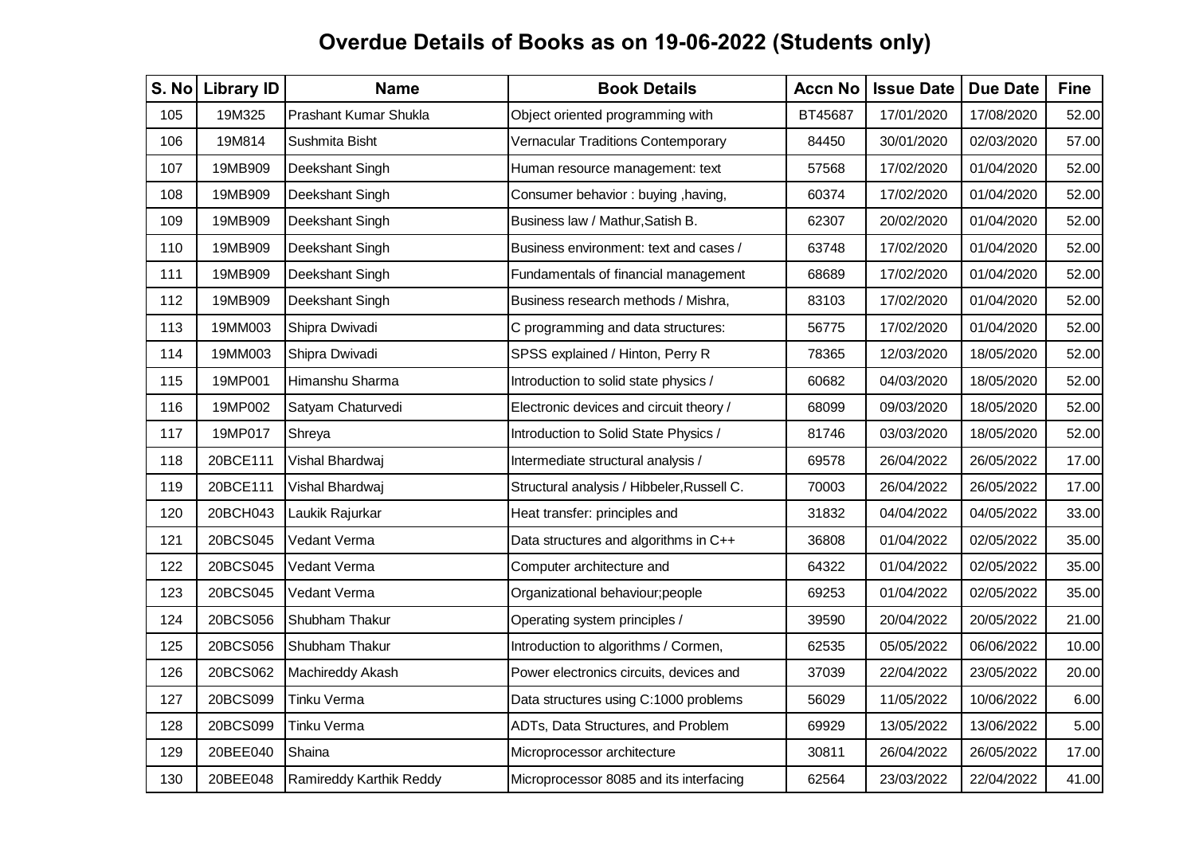# Overdue Details of Books as on 19-06-2022 (Students only)

| S. No | Library ID | Name | Book Details | Accn No | Issue Date | Due Date | Fine |
|---|---|---|---|---|---|---|---|
| 105 | 19M325 | Prashant Kumar Shukla | Object oriented programming with | BT45687 | 17/01/2020 | 17/08/2020 | 52.00 |
| 106 | 19M814 | Sushmita Bisht | Vernacular Traditions Contemporary | 84450 | 30/01/2020 | 02/03/2020 | 57.00 |
| 107 | 19MB909 | Deekshant Singh | Human resource management: text | 57568 | 17/02/2020 | 01/04/2020 | 52.00 |
| 108 | 19MB909 | Deekshant Singh | Consumer behavior : buying ,having, | 60374 | 17/02/2020 | 01/04/2020 | 52.00 |
| 109 | 19MB909 | Deekshant Singh | Business law / Mathur,Satish B. | 62307 | 20/02/2020 | 01/04/2020 | 52.00 |
| 110 | 19MB909 | Deekshant Singh | Business environment: text and cases / | 63748 | 17/02/2020 | 01/04/2020 | 52.00 |
| 111 | 19MB909 | Deekshant Singh | Fundamentals of financial management | 68689 | 17/02/2020 | 01/04/2020 | 52.00 |
| 112 | 19MB909 | Deekshant Singh | Business research methods / Mishra, | 83103 | 17/02/2020 | 01/04/2020 | 52.00 |
| 113 | 19MM003 | Shipra Dwivadi | C programming and data structures: | 56775 | 17/02/2020 | 01/04/2020 | 52.00 |
| 114 | 19MM003 | Shipra Dwivadi | SPSS explained / Hinton, Perry R | 78365 | 12/03/2020 | 18/05/2020 | 52.00 |
| 115 | 19MP001 | Himanshu Sharma | Introduction to solid state physics / | 60682 | 04/03/2020 | 18/05/2020 | 52.00 |
| 116 | 19MP002 | Satyam Chaturvedi | Electronic devices and circuit theory / | 68099 | 09/03/2020 | 18/05/2020 | 52.00 |
| 117 | 19MP017 | Shreya | Introduction to Solid State Physics / | 81746 | 03/03/2020 | 18/05/2020 | 52.00 |
| 118 | 20BCE111 | Vishal Bhardwaj | Intermediate structural analysis / | 69578 | 26/04/2022 | 26/05/2022 | 17.00 |
| 119 | 20BCE111 | Vishal Bhardwaj | Structural analysis / Hibbeler,Russell C. | 70003 | 26/04/2022 | 26/05/2022 | 17.00 |
| 120 | 20BCH043 | Laukik Rajurkar | Heat transfer: principles and | 31832 | 04/04/2022 | 04/05/2022 | 33.00 |
| 121 | 20BCS045 | Vedant Verma | Data structures and algorithms in C++ | 36808 | 01/04/2022 | 02/05/2022 | 35.00 |
| 122 | 20BCS045 | Vedant Verma | Computer architecture and | 64322 | 01/04/2022 | 02/05/2022 | 35.00 |
| 123 | 20BCS045 | Vedant Verma | Organizational behaviour;people | 69253 | 01/04/2022 | 02/05/2022 | 35.00 |
| 124 | 20BCS056 | Shubham Thakur | Operating system principles / | 39590 | 20/04/2022 | 20/05/2022 | 21.00 |
| 125 | 20BCS056 | Shubham Thakur | Introduction to algorithms / Cormen, | 62535 | 05/05/2022 | 06/06/2022 | 10.00 |
| 126 | 20BCS062 | Machireddy Akash | Power electronics circuits, devices and | 37039 | 22/04/2022 | 23/05/2022 | 20.00 |
| 127 | 20BCS099 | Tinku Verma | Data structures using C:1000 problems | 56029 | 11/05/2022 | 10/06/2022 | 6.00 |
| 128 | 20BCS099 | Tinku Verma | ADTs, Data Structures, and Problem | 69929 | 13/05/2022 | 13/06/2022 | 5.00 |
| 129 | 20BEE040 | Shaina | Microprocessor architecture | 30811 | 26/04/2022 | 26/05/2022 | 17.00 |
| 130 | 20BEE048 | Ramireddy Karthik Reddy | Microprocessor 8085 and its interfacing | 62564 | 23/03/2022 | 22/04/2022 | 41.00 |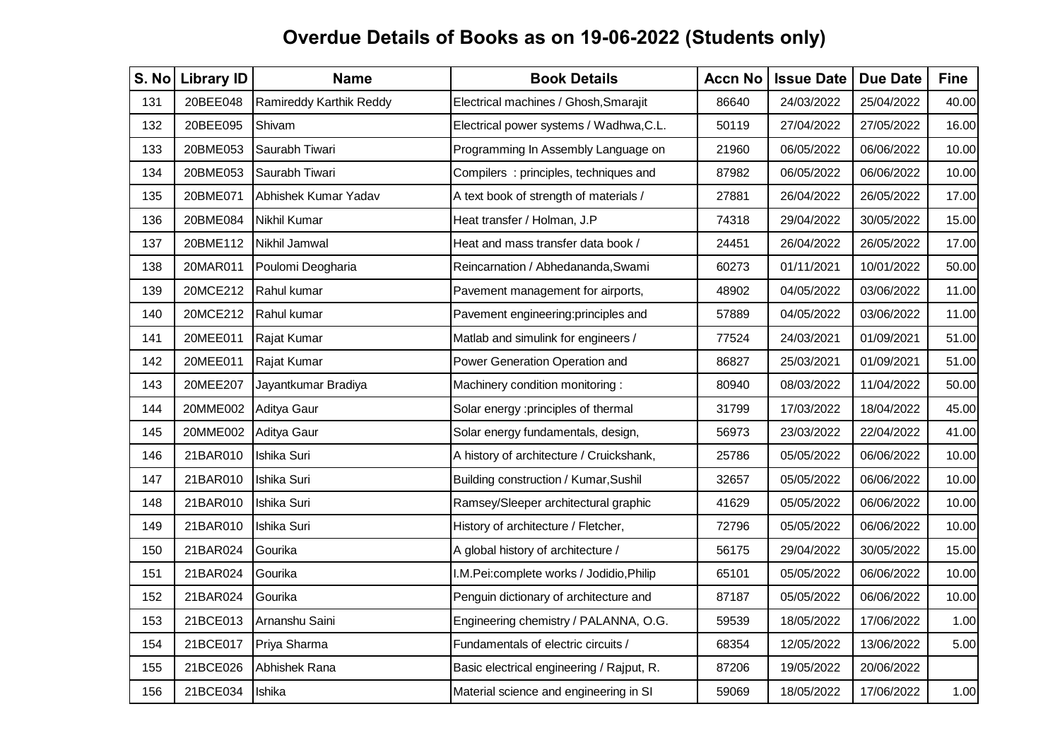## Overdue Details of Books as on 19-06-2022 (Students only)

| S. No | Library ID | Name | Book Details | Accn No | Issue Date | Due Date | Fine |
|---|---|---|---|---|---|---|---|
| 131 | 20BEE048 | Ramireddy Karthik Reddy | Electrical machines / Ghosh,Smarajit | 86640 | 24/03/2022 | 25/04/2022 | 40.00 |
| 132 | 20BEE095 | Shivam | Electrical power systems / Wadhwa,C.L. | 50119 | 27/04/2022 | 27/05/2022 | 16.00 |
| 133 | 20BME053 | Saurabh Tiwari | Programming In Assembly Language on | 21960 | 06/05/2022 | 06/06/2022 | 10.00 |
| 134 | 20BME053 | Saurabh Tiwari | Compilers : principles, techniques and | 87982 | 06/05/2022 | 06/06/2022 | 10.00 |
| 135 | 20BME071 | Abhishek Kumar Yadav | A text book of strength of materials / | 27881 | 26/04/2022 | 26/05/2022 | 17.00 |
| 136 | 20BME084 | Nikhil Kumar | Heat transfer / Holman, J.P | 74318 | 29/04/2022 | 30/05/2022 | 15.00 |
| 137 | 20BME112 | Nikhil Jamwal | Heat and mass transfer data book / | 24451 | 26/04/2022 | 26/05/2022 | 17.00 |
| 138 | 20MAR011 | Poulomi Deogharia | Reincarnation / Abhedananda,Swami | 60273 | 01/11/2021 | 10/01/2022 | 50.00 |
| 139 | 20MCE212 | Rahul kumar | Pavement management for airports, | 48902 | 04/05/2022 | 03/06/2022 | 11.00 |
| 140 | 20MCE212 | Rahul kumar | Pavement engineering:principles and | 57889 | 04/05/2022 | 03/06/2022 | 11.00 |
| 141 | 20MEE011 | Rajat Kumar | Matlab and simulink for engineers / | 77524 | 24/03/2021 | 01/09/2021 | 51.00 |
| 142 | 20MEE011 | Rajat Kumar | Power Generation Operation and | 86827 | 25/03/2021 | 01/09/2021 | 51.00 |
| 143 | 20MEE207 | Jayantkumar Bradiya | Machinery condition monitoring : | 80940 | 08/03/2022 | 11/04/2022 | 50.00 |
| 144 | 20MME002 | Aditya Gaur | Solar energy :principles of thermal | 31799 | 17/03/2022 | 18/04/2022 | 45.00 |
| 145 | 20MME002 | Aditya Gaur | Solar energy fundamentals, design, | 56973 | 23/03/2022 | 22/04/2022 | 41.00 |
| 146 | 21BAR010 | Ishika Suri | A history of architecture / Cruickshank, | 25786 | 05/05/2022 | 06/06/2022 | 10.00 |
| 147 | 21BAR010 | Ishika Suri | Building construction / Kumar,Sushil | 32657 | 05/05/2022 | 06/06/2022 | 10.00 |
| 148 | 21BAR010 | Ishika Suri | Ramsey/Sleeper architectural graphic | 41629 | 05/05/2022 | 06/06/2022 | 10.00 |
| 149 | 21BAR010 | Ishika Suri | History of architecture / Fletcher, | 72796 | 05/05/2022 | 06/06/2022 | 10.00 |
| 150 | 21BAR024 | Gourika | A global history of architecture / | 56175 | 29/04/2022 | 30/05/2022 | 15.00 |
| 151 | 21BAR024 | Gourika | I.M.Pei:complete works / Jodidio,Philip | 65101 | 05/05/2022 | 06/06/2022 | 10.00 |
| 152 | 21BAR024 | Gourika | Penguin dictionary of architecture and | 87187 | 05/05/2022 | 06/06/2022 | 10.00 |
| 153 | 21BCE013 | Arnanshu Saini | Engineering chemistry / PALANNA, O.G. | 59539 | 18/05/2022 | 17/06/2022 | 1.00 |
| 154 | 21BCE017 | Priya Sharma | Fundamentals of electric circuits / | 68354 | 12/05/2022 | 13/06/2022 | 5.00 |
| 155 | 21BCE026 | Abhishek Rana | Basic electrical engineering / Rajput, R. | 87206 | 19/05/2022 | 20/06/2022 | |
| 156 | 21BCE034 | Ishika | Material science and engineering in SI | 59069 | 18/05/2022 | 17/06/2022 | 1.00 |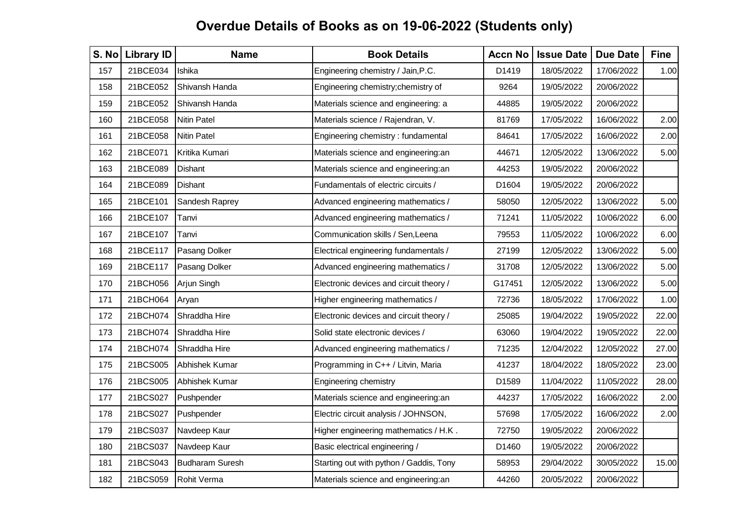# Overdue Details of Books as on 19-06-2022 (Students only)

| S. No | Library ID | Name | Book Details | Accn No | Issue Date | Due Date | Fine |
|---|---|---|---|---|---|---|---|
| 157 | 21BCE034 | Ishika | Engineering chemistry / Jain,P.C. | D1419 | 18/05/2022 | 17/06/2022 | 1.00 |
| 158 | 21BCE052 | Shivansh Handa | Engineering chemistry;chemistry of | 9264 | 19/05/2022 | 20/06/2022 | |
| 159 | 21BCE052 | Shivansh Handa | Materials science and engineering: a | 44885 | 19/05/2022 | 20/06/2022 | |
| 160 | 21BCE058 | Nitin Patel | Materials science / Rajendran, V. | 81769 | 17/05/2022 | 16/06/2022 | 2.00 |
| 161 | 21BCE058 | Nitin Patel | Engineering chemistry : fundamental | 84641 | 17/05/2022 | 16/06/2022 | 2.00 |
| 162 | 21BCE071 | Kritika Kumari | Materials science and engineering:an | 44671 | 12/05/2022 | 13/06/2022 | 5.00 |
| 163 | 21BCE089 | Dishant | Materials science and engineering:an | 44253 | 19/05/2022 | 20/06/2022 | |
| 164 | 21BCE089 | Dishant | Fundamentals of electric circuits / | D1604 | 19/05/2022 | 20/06/2022 | |
| 165 | 21BCE101 | Sandesh Raprey | Advanced engineering mathematics / | 58050 | 12/05/2022 | 13/06/2022 | 5.00 |
| 166 | 21BCE107 | Tanvi | Advanced engineering mathematics / | 71241 | 11/05/2022 | 10/06/2022 | 6.00 |
| 167 | 21BCE107 | Tanvi | Communication skills / Sen,Leena | 79553 | 11/05/2022 | 10/06/2022 | 6.00 |
| 168 | 21BCE117 | Pasang Dolker | Electrical engineering fundamentals / | 27199 | 12/05/2022 | 13/06/2022 | 5.00 |
| 169 | 21BCE117 | Pasang Dolker | Advanced engineering mathematics / | 31708 | 12/05/2022 | 13/06/2022 | 5.00 |
| 170 | 21BCH056 | Arjun Singh | Electronic devices and circuit theory / | G17451 | 12/05/2022 | 13/06/2022 | 5.00 |
| 171 | 21BCH064 | Aryan | Higher engineering mathematics / | 72736 | 18/05/2022 | 17/06/2022 | 1.00 |
| 172 | 21BCH074 | Shraddha Hire | Electronic devices and circuit theory / | 25085 | 19/04/2022 | 19/05/2022 | 22.00 |
| 173 | 21BCH074 | Shraddha Hire | Solid state electronic devices / | 63060 | 19/04/2022 | 19/05/2022 | 22.00 |
| 174 | 21BCH074 | Shraddha Hire | Advanced engineering mathematics / | 71235 | 12/04/2022 | 12/05/2022 | 27.00 |
| 175 | 21BCS005 | Abhishek Kumar | Programming in C++ / Litvin, Maria | 41237 | 18/04/2022 | 18/05/2022 | 23.00 |
| 176 | 21BCS005 | Abhishek Kumar | Engineering chemistry | D1589 | 11/04/2022 | 11/05/2022 | 28.00 |
| 177 | 21BCS027 | Pushpender | Materials science and engineering:an | 44237 | 17/05/2022 | 16/06/2022 | 2.00 |
| 178 | 21BCS027 | Pushpender | Electric circuit analysis / JOHNSON, | 57698 | 17/05/2022 | 16/06/2022 | 2.00 |
| 179 | 21BCS037 | Navdeep Kaur | Higher engineering mathematics / H.K . | 72750 | 19/05/2022 | 20/06/2022 | |
| 180 | 21BCS037 | Navdeep Kaur | Basic electrical engineering / | D1460 | 19/05/2022 | 20/06/2022 | |
| 181 | 21BCS043 | Budharam Suresh | Starting out with python / Gaddis, Tony | 58953 | 29/04/2022 | 30/05/2022 | 15.00 |
| 182 | 21BCS059 | Rohit Verma | Materials science and engineering:an | 44260 | 20/05/2022 | 20/06/2022 | |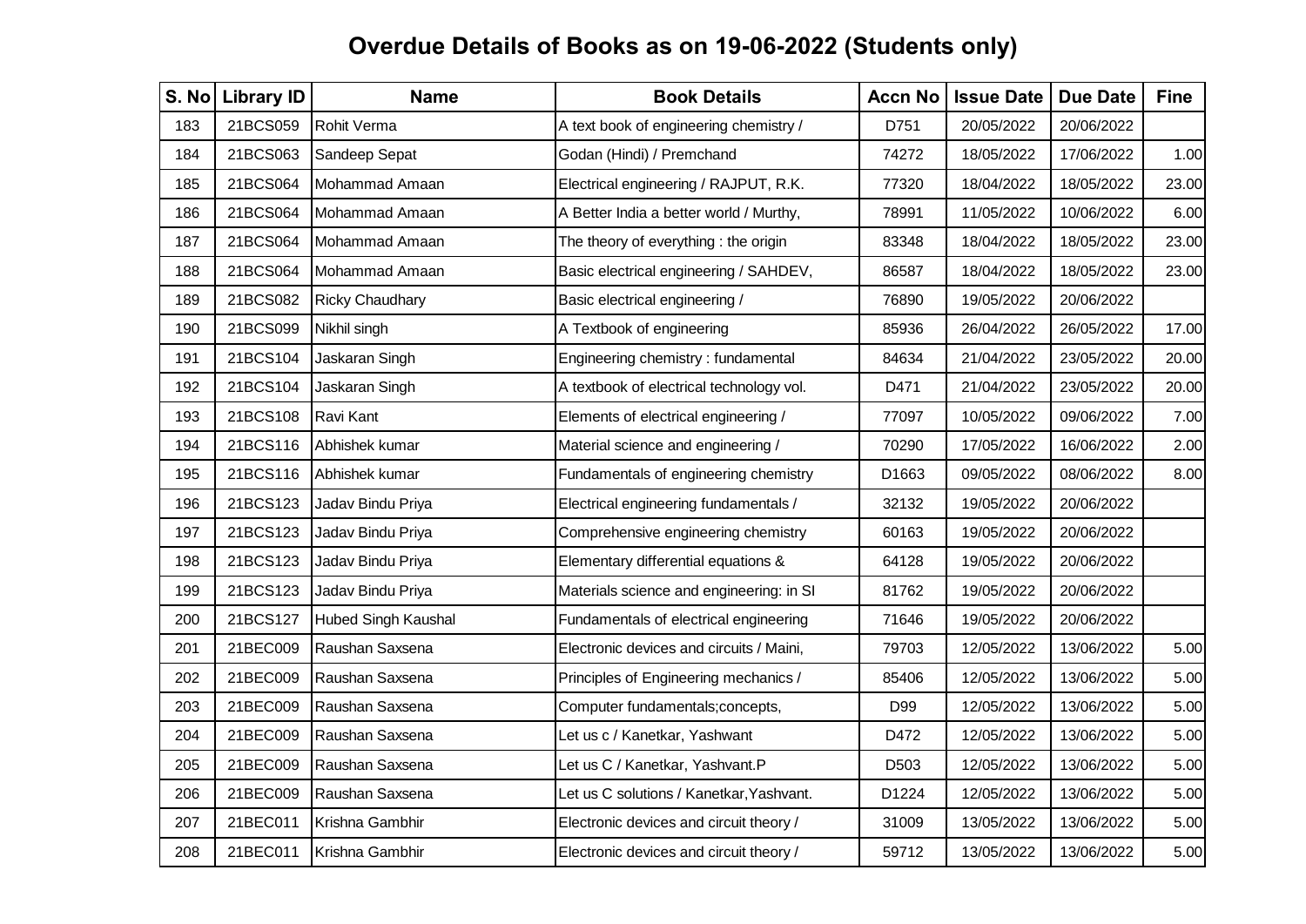# Overdue Details of Books as on 19-06-2022 (Students only)

| S. No | Library ID | Name | Book Details | Accn No | Issue Date | Due Date | Fine |
|---|---|---|---|---|---|---|---|
| 183 | 21BCS059 | Rohit Verma | A text book of engineering chemistry / | D751 | 20/05/2022 | 20/06/2022 | |
| 184 | 21BCS063 | Sandeep Sepat | Godan (Hindi) / Premchand | 74272 | 18/05/2022 | 17/06/2022 | 1.00 |
| 185 | 21BCS064 | Mohammad Amaan | Electrical engineering / RAJPUT, R.K. | 77320 | 18/04/2022 | 18/05/2022 | 23.00 |
| 186 | 21BCS064 | Mohammad Amaan | A Better India a better world / Murthy, | 78991 | 11/05/2022 | 10/06/2022 | 6.00 |
| 187 | 21BCS064 | Mohammad Amaan | The theory of everything : the origin | 83348 | 18/04/2022 | 18/05/2022 | 23.00 |
| 188 | 21BCS064 | Mohammad Amaan | Basic electrical engineering / SAHDEV, | 86587 | 18/04/2022 | 18/05/2022 | 23.00 |
| 189 | 21BCS082 | Ricky Chaudhary | Basic electrical engineering / | 76890 | 19/05/2022 | 20/06/2022 | |
| 190 | 21BCS099 | Nikhil singh | A Textbook of engineering | 85936 | 26/04/2022 | 26/05/2022 | 17.00 |
| 191 | 21BCS104 | Jaskaran Singh | Engineering chemistry : fundamental | 84634 | 21/04/2022 | 23/05/2022 | 20.00 |
| 192 | 21BCS104 | Jaskaran Singh | A textbook of electrical technology vol. | D471 | 21/04/2022 | 23/05/2022 | 20.00 |
| 193 | 21BCS108 | Ravi Kant | Elements of electrical engineering / | 77097 | 10/05/2022 | 09/06/2022 | 7.00 |
| 194 | 21BCS116 | Abhishek kumar | Material science and engineering / | 70290 | 17/05/2022 | 16/06/2022 | 2.00 |
| 195 | 21BCS116 | Abhishek kumar | Fundamentals of engineering chemistry | D1663 | 09/05/2022 | 08/06/2022 | 8.00 |
| 196 | 21BCS123 | Jadav Bindu Priya | Electrical engineering fundamentals / | 32132 | 19/05/2022 | 20/06/2022 | |
| 197 | 21BCS123 | Jadav Bindu Priya | Comprehensive engineering chemistry | 60163 | 19/05/2022 | 20/06/2022 | |
| 198 | 21BCS123 | Jadav Bindu Priya | Elementary differential equations & | 64128 | 19/05/2022 | 20/06/2022 | |
| 199 | 21BCS123 | Jadav Bindu Priya | Materials science and engineering: in SI | 81762 | 19/05/2022 | 20/06/2022 | |
| 200 | 21BCS127 | Hubed Singh Kaushal | Fundamentals of electrical engineering | 71646 | 19/05/2022 | 20/06/2022 | |
| 201 | 21BEC009 | Raushan Saxsena | Electronic devices and circuits / Maini, | 79703 | 12/05/2022 | 13/06/2022 | 5.00 |
| 202 | 21BEC009 | Raushan Saxsena | Principles of Engineering mechanics / | 85406 | 12/05/2022 | 13/06/2022 | 5.00 |
| 203 | 21BEC009 | Raushan Saxsena | Computer fundamentals;concepts, | D99 | 12/05/2022 | 13/06/2022 | 5.00 |
| 204 | 21BEC009 | Raushan Saxsena | Let us c / Kanetkar, Yashwant | D472 | 12/05/2022 | 13/06/2022 | 5.00 |
| 205 | 21BEC009 | Raushan Saxsena | Let us C / Kanetkar, Yashvant.P | D503 | 12/05/2022 | 13/06/2022 | 5.00 |
| 206 | 21BEC009 | Raushan Saxsena | Let us C solutions / Kanetkar,Yashvant. | D1224 | 12/05/2022 | 13/06/2022 | 5.00 |
| 207 | 21BEC011 | Krishna Gambhir | Electronic devices and circuit theory / | 31009 | 13/05/2022 | 13/06/2022 | 5.00 |
| 208 | 21BEC011 | Krishna Gambhir | Electronic devices and circuit theory / | 59712 | 13/05/2022 | 13/06/2022 | 5.00 |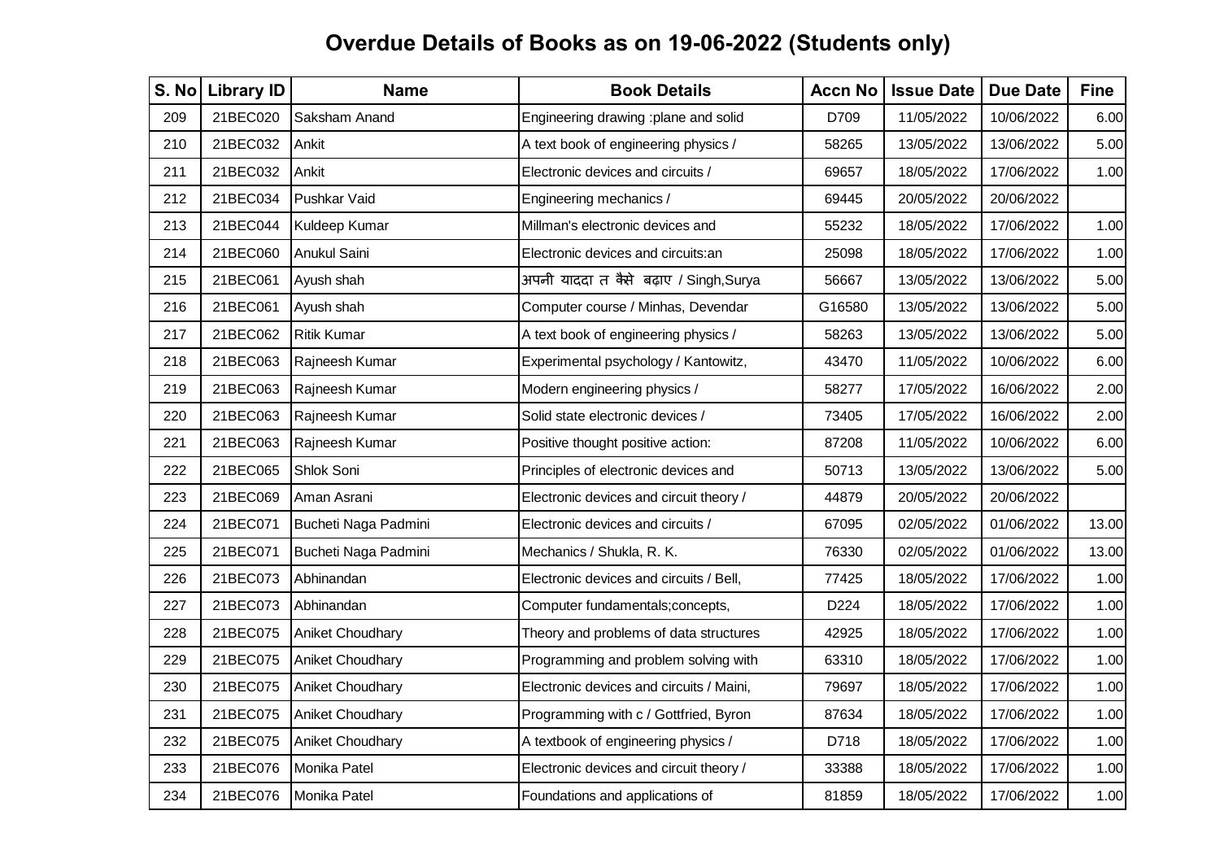# Overdue Details of Books as on 19-06-2022 (Students only)

| S. No | Library ID | Name | Book Details | Accn No | Issue Date | Due Date | Fine |
|---|---|---|---|---|---|---|---|
| 209 | 21BEC020 | Saksham Anand | Engineering drawing :plane and solid | D709 | 11/05/2022 | 10/06/2022 | 6.00 |
| 210 | 21BEC032 | Ankit | A text book of engineering physics / | 58265 | 13/05/2022 | 13/06/2022 | 5.00 |
| 211 | 21BEC032 | Ankit | Electronic devices and circuits / | 69657 | 18/05/2022 | 17/06/2022 | 1.00 |
| 212 | 21BEC034 | Pushkar Vaid | Engineering mechanics / | 69445 | 20/05/2022 | 20/06/2022 | |
| 213 | 21BEC044 | Kuldeep Kumar | Millman's electronic devices and | 55232 | 18/05/2022 | 17/06/2022 | 1.00 |
| 214 | 21BEC060 | Anukul Saini | Electronic devices and circuits:an | 25098 | 18/05/2022 | 17/06/2022 | 1.00 |
| 215 | 21BEC061 | Ayush shah | अपनी याददा त कैसे बढ़ाए / Singh,Surya | 56667 | 13/05/2022 | 13/06/2022 | 5.00 |
| 216 | 21BEC061 | Ayush shah | Computer course / Minhas, Devendar | G16580 | 13/05/2022 | 13/06/2022 | 5.00 |
| 217 | 21BEC062 | Ritik Kumar | A text book of engineering physics / | 58263 | 13/05/2022 | 13/06/2022 | 5.00 |
| 218 | 21BEC063 | Rajneesh Kumar | Experimental psychology / Kantowitz, | 43470 | 11/05/2022 | 10/06/2022 | 6.00 |
| 219 | 21BEC063 | Rajneesh Kumar | Modern engineering physics / | 58277 | 17/05/2022 | 16/06/2022 | 2.00 |
| 220 | 21BEC063 | Rajneesh Kumar | Solid state electronic devices / | 73405 | 17/05/2022 | 16/06/2022 | 2.00 |
| 221 | 21BEC063 | Rajneesh Kumar | Positive thought positive action: | 87208 | 11/05/2022 | 10/06/2022 | 6.00 |
| 222 | 21BEC065 | Shlok Soni | Principles of electronic devices and | 50713 | 13/05/2022 | 13/06/2022 | 5.00 |
| 223 | 21BEC069 | Aman Asrani | Electronic devices and circuit theory / | 44879 | 20/05/2022 | 20/06/2022 | |
| 224 | 21BEC071 | Bucheti Naga Padmini | Electronic devices and circuits / | 67095 | 02/05/2022 | 01/06/2022 | 13.00 |
| 225 | 21BEC071 | Bucheti Naga Padmini | Mechanics / Shukla, R. K. | 76330 | 02/05/2022 | 01/06/2022 | 13.00 |
| 226 | 21BEC073 | Abhinandan | Electronic devices and circuits / Bell, | 77425 | 18/05/2022 | 17/06/2022 | 1.00 |
| 227 | 21BEC073 | Abhinandan | Computer fundamentals;concepts, | D224 | 18/05/2022 | 17/06/2022 | 1.00 |
| 228 | 21BEC075 | Aniket Choudhary | Theory and problems of data structures | 42925 | 18/05/2022 | 17/06/2022 | 1.00 |
| 229 | 21BEC075 | Aniket Choudhary | Programming and problem solving with | 63310 | 18/05/2022 | 17/06/2022 | 1.00 |
| 230 | 21BEC075 | Aniket Choudhary | Electronic devices and circuits / Maini, | 79697 | 18/05/2022 | 17/06/2022 | 1.00 |
| 231 | 21BEC075 | Aniket Choudhary | Programming with c / Gottfried, Byron | 87634 | 18/05/2022 | 17/06/2022 | 1.00 |
| 232 | 21BEC075 | Aniket Choudhary | A textbook of engineering physics / | D718 | 18/05/2022 | 17/06/2022 | 1.00 |
| 233 | 21BEC076 | Monika Patel | Electronic devices and circuit theory / | 33388 | 18/05/2022 | 17/06/2022 | 1.00 |
| 234 | 21BEC076 | Monika Patel | Foundations and applications of | 81859 | 18/05/2022 | 17/06/2022 | 1.00 |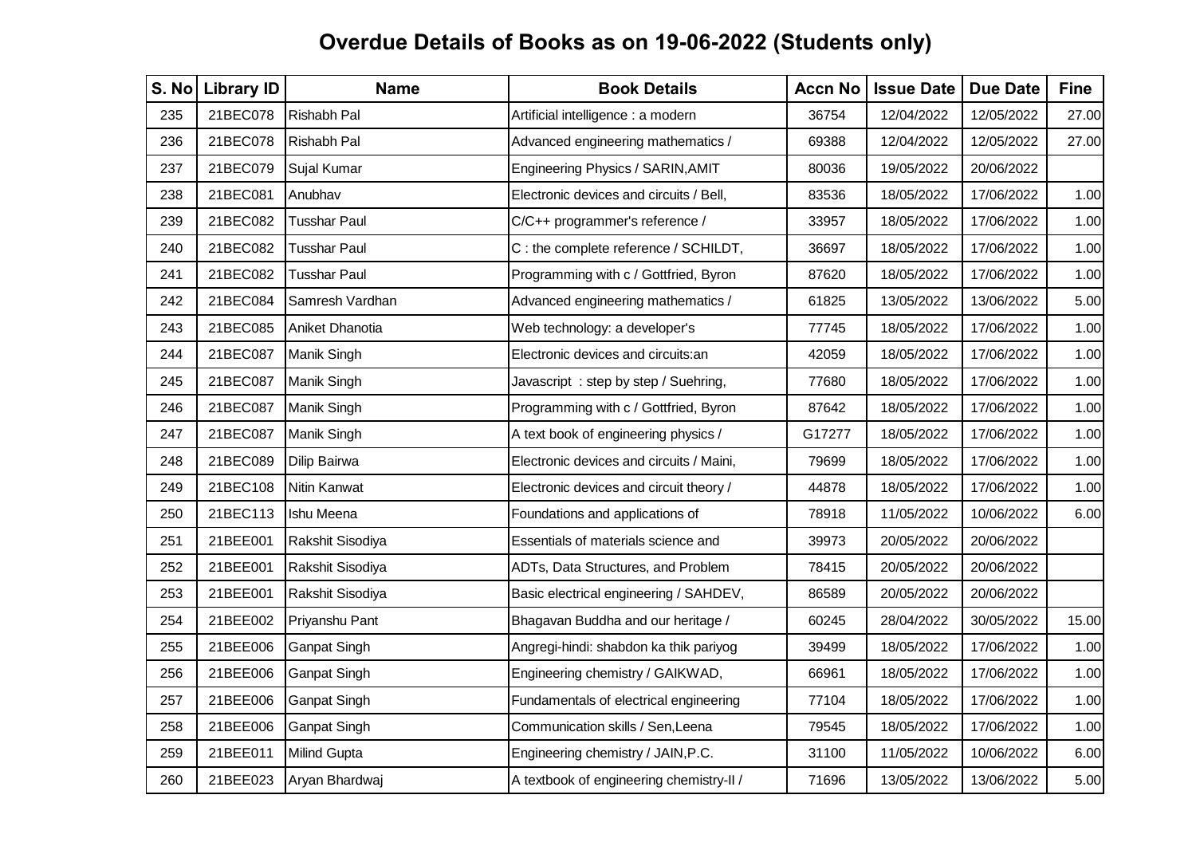# Overdue Details of Books as on 19-06-2022 (Students only)

| S. No | Library ID | Name | Book Details | Accn No | Issue Date | Due Date | Fine |
|---|---|---|---|---|---|---|---|
| 235 | 21BEC078 | Rishabh Pal | Artificial intelligence : a modern | 36754 | 12/04/2022 | 12/05/2022 | 27.00 |
| 236 | 21BEC078 | Rishabh Pal | Advanced engineering mathematics / | 69388 | 12/04/2022 | 12/05/2022 | 27.00 |
| 237 | 21BEC079 | Sujal Kumar | Engineering Physics / SARIN,AMIT | 80036 | 19/05/2022 | 20/06/2022 | |
| 238 | 21BEC081 | Anubhav | Electronic devices and circuits / Bell, | 83536 | 18/05/2022 | 17/06/2022 | 1.00 |
| 239 | 21BEC082 | Tusshar Paul | C/C++ programmer's reference / | 33957 | 18/05/2022 | 17/06/2022 | 1.00 |
| 240 | 21BEC082 | Tusshar Paul | C : the complete reference / SCHILDT, | 36697 | 18/05/2022 | 17/06/2022 | 1.00 |
| 241 | 21BEC082 | Tusshar Paul | Programming with c / Gottfried, Byron | 87620 | 18/05/2022 | 17/06/2022 | 1.00 |
| 242 | 21BEC084 | Samresh Vardhan | Advanced engineering mathematics / | 61825 | 13/05/2022 | 13/06/2022 | 5.00 |
| 243 | 21BEC085 | Aniket Dhanotia | Web technology: a developer's | 77745 | 18/05/2022 | 17/06/2022 | 1.00 |
| 244 | 21BEC087 | Manik Singh | Electronic devices and circuits:an | 42059 | 18/05/2022 | 17/06/2022 | 1.00 |
| 245 | 21BEC087 | Manik Singh | Javascript : step by step / Suehring, | 77680 | 18/05/2022 | 17/06/2022 | 1.00 |
| 246 | 21BEC087 | Manik Singh | Programming with c / Gottfried, Byron | 87642 | 18/05/2022 | 17/06/2022 | 1.00 |
| 247 | 21BEC087 | Manik Singh | A text book of engineering physics / | G17277 | 18/05/2022 | 17/06/2022 | 1.00 |
| 248 | 21BEC089 | Dilip Bairwa | Electronic devices and circuits / Maini, | 79699 | 18/05/2022 | 17/06/2022 | 1.00 |
| 249 | 21BEC108 | Nitin Kanwat | Electronic devices and circuit theory / | 44878 | 18/05/2022 | 17/06/2022 | 1.00 |
| 250 | 21BEC113 | Ishu Meena | Foundations and applications of | 78918 | 11/05/2022 | 10/06/2022 | 6.00 |
| 251 | 21BEE001 | Rakshit Sisodiya | Essentials of materials science and | 39973 | 20/05/2022 | 20/06/2022 | |
| 252 | 21BEE001 | Rakshit Sisodiya | ADTs, Data Structures, and Problem | 78415 | 20/05/2022 | 20/06/2022 | |
| 253 | 21BEE001 | Rakshit Sisodiya | Basic electrical engineering / SAHDEV, | 86589 | 20/05/2022 | 20/06/2022 | |
| 254 | 21BEE002 | Priyanshu Pant | Bhagavan Buddha and our heritage / | 60245 | 28/04/2022 | 30/05/2022 | 15.00 |
| 255 | 21BEE006 | Ganpat Singh | Angregi-hindi: shabdon ka thik pariyog | 39499 | 18/05/2022 | 17/06/2022 | 1.00 |
| 256 | 21BEE006 | Ganpat Singh | Engineering chemistry / GAIKWAD, | 66961 | 18/05/2022 | 17/06/2022 | 1.00 |
| 257 | 21BEE006 | Ganpat Singh | Fundamentals of electrical engineering | 77104 | 18/05/2022 | 17/06/2022 | 1.00 |
| 258 | 21BEE006 | Ganpat Singh | Communication skills / Sen,Leena | 79545 | 18/05/2022 | 17/06/2022 | 1.00 |
| 259 | 21BEE011 | Milind Gupta | Engineering chemistry / JAIN,P.C. | 31100 | 11/05/2022 | 10/06/2022 | 6.00 |
| 260 | 21BEE023 | Aryan Bhardwaj | A textbook of engineering chemistry-II / | 71696 | 13/05/2022 | 13/06/2022 | 5.00 |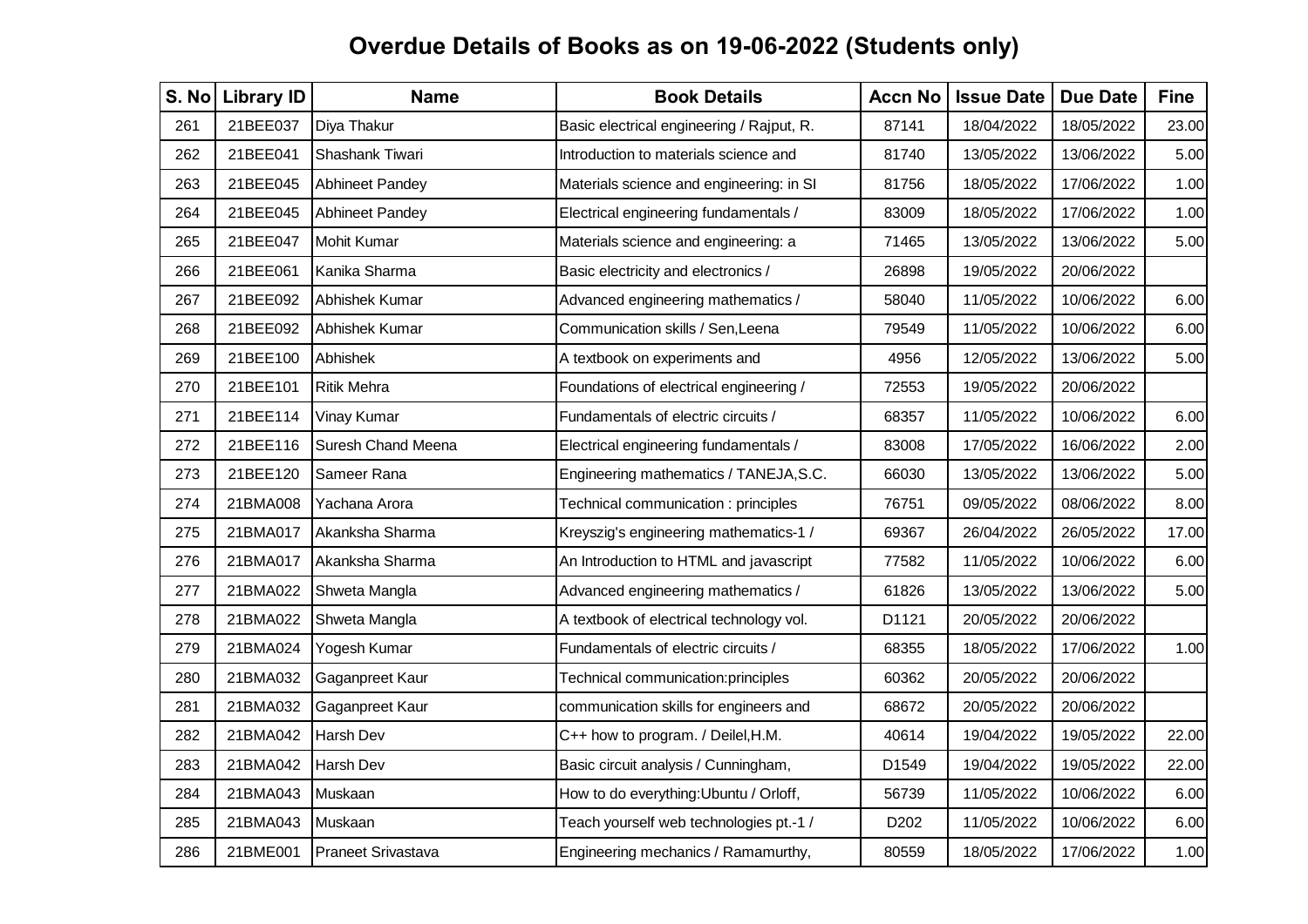# Overdue Details of Books as on 19-06-2022 (Students only)

| S. No | Library ID | Name | Book Details | Accn No | Issue Date | Due Date | Fine |
|---|---|---|---|---|---|---|---|
| 261 | 21BEE037 | Diya Thakur | Basic electrical engineering / Rajput, R. | 87141 | 18/04/2022 | 18/05/2022 | 23.00 |
| 262 | 21BEE041 | Shashank Tiwari | Introduction to materials science and | 81740 | 13/05/2022 | 13/06/2022 | 5.00 |
| 263 | 21BEE045 | Abhineet Pandey | Materials science and engineering: in SI | 81756 | 18/05/2022 | 17/06/2022 | 1.00 |
| 264 | 21BEE045 | Abhineet Pandey | Electrical engineering fundamentals / | 83009 | 18/05/2022 | 17/06/2022 | 1.00 |
| 265 | 21BEE047 | Mohit Kumar | Materials science and engineering: a | 71465 | 13/05/2022 | 13/06/2022 | 5.00 |
| 266 | 21BEE061 | Kanika Sharma | Basic electricity and electronics / | 26898 | 19/05/2022 | 20/06/2022 | |
| 267 | 21BEE092 | Abhishek Kumar | Advanced engineering mathematics / | 58040 | 11/05/2022 | 10/06/2022 | 6.00 |
| 268 | 21BEE092 | Abhishek Kumar | Communication skills / Sen,Leena | 79549 | 11/05/2022 | 10/06/2022 | 6.00 |
| 269 | 21BEE100 | Abhishek | A textbook on experiments and | 4956 | 12/05/2022 | 13/06/2022 | 5.00 |
| 270 | 21BEE101 | Ritik Mehra | Foundations of electrical engineering / | 72553 | 19/05/2022 | 20/06/2022 | |
| 271 | 21BEE114 | Vinay Kumar | Fundamentals of electric circuits / | 68357 | 11/05/2022 | 10/06/2022 | 6.00 |
| 272 | 21BEE116 | Suresh Chand Meena | Electrical engineering fundamentals / | 83008 | 17/05/2022 | 16/06/2022 | 2.00 |
| 273 | 21BEE120 | Sameer Rana | Engineering mathematics / TANEJA,S.C. | 66030 | 13/05/2022 | 13/06/2022 | 5.00 |
| 274 | 21BMA008 | Yachana Arora | Technical communication : principles | 76751 | 09/05/2022 | 08/06/2022 | 8.00 |
| 275 | 21BMA017 | Akanksha Sharma | Kreyszig's engineering mathematics-1 / | 69367 | 26/04/2022 | 26/05/2022 | 17.00 |
| 276 | 21BMA017 | Akanksha Sharma | An Introduction to HTML and javascript | 77582 | 11/05/2022 | 10/06/2022 | 6.00 |
| 277 | 21BMA022 | Shweta Mangla | Advanced engineering mathematics / | 61826 | 13/05/2022 | 13/06/2022 | 5.00 |
| 278 | 21BMA022 | Shweta Mangla | A textbook of electrical technology vol. | D1121 | 20/05/2022 | 20/06/2022 | |
| 279 | 21BMA024 | Yogesh Kumar | Fundamentals of electric circuits / | 68355 | 18/05/2022 | 17/06/2022 | 1.00 |
| 280 | 21BMA032 | Gaganpreet Kaur | Technical communication:principles | 60362 | 20/05/2022 | 20/06/2022 | |
| 281 | 21BMA032 | Gaganpreet Kaur | communication skills for engineers and | 68672 | 20/05/2022 | 20/06/2022 | |
| 282 | 21BMA042 | Harsh Dev | C++ how to program. / Deilel,H.M. | 40614 | 19/04/2022 | 19/05/2022 | 22.00 |
| 283 | 21BMA042 | Harsh Dev | Basic circuit analysis / Cunningham, | D1549 | 19/04/2022 | 19/05/2022 | 22.00 |
| 284 | 21BMA043 | Muskaan | How to do everything:Ubuntu / Orloff, | 56739 | 11/05/2022 | 10/06/2022 | 6.00 |
| 285 | 21BMA043 | Muskaan | Teach yourself web technologies pt.-1 / | D202 | 11/05/2022 | 10/06/2022 | 6.00 |
| 286 | 21BME001 | Praneet Srivastava | Engineering mechanics / Ramamurthy, | 80559 | 18/05/2022 | 17/06/2022 | 1.00 |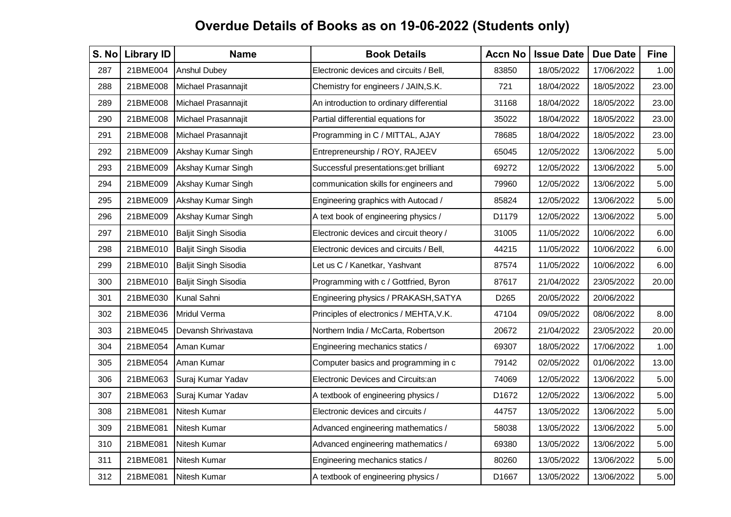# Overdue Details of Books as on 19-06-2022 (Students only)

| S. No | Library ID | Name | Book Details | Accn No | Issue Date | Due Date | Fine |
|---|---|---|---|---|---|---|---|
| 287 | 21BME004 | Anshul Dubey | Electronic devices and circuits / Bell, | 83850 | 18/05/2022 | 17/06/2022 | 1.00 |
| 288 | 21BME008 | Michael Prasannajit | Chemistry for engineers / JAIN,S.K. | 721 | 18/04/2022 | 18/05/2022 | 23.00 |
| 289 | 21BME008 | Michael Prasannajit | An introduction to ordinary differential | 31168 | 18/04/2022 | 18/05/2022 | 23.00 |
| 290 | 21BME008 | Michael Prasannajit | Partial differential equations for | 35022 | 18/04/2022 | 18/05/2022 | 23.00 |
| 291 | 21BME008 | Michael Prasannajit | Programming in C / MITTAL, AJAY | 78685 | 18/04/2022 | 18/05/2022 | 23.00 |
| 292 | 21BME009 | Akshay Kumar Singh | Entrepreneurship / ROY, RAJEEV | 65045 | 12/05/2022 | 13/06/2022 | 5.00 |
| 293 | 21BME009 | Akshay Kumar Singh | Successful presentations:get brilliant | 69272 | 12/05/2022 | 13/06/2022 | 5.00 |
| 294 | 21BME009 | Akshay Kumar Singh | communication skills for engineers and | 79960 | 12/05/2022 | 13/06/2022 | 5.00 |
| 295 | 21BME009 | Akshay Kumar Singh | Engineering graphics with Autocad / | 85824 | 12/05/2022 | 13/06/2022 | 5.00 |
| 296 | 21BME009 | Akshay Kumar Singh | A text book of engineering physics / | D1179 | 12/05/2022 | 13/06/2022 | 5.00 |
| 297 | 21BME010 | Baljit Singh Sisodia | Electronic devices and circuit theory / | 31005 | 11/05/2022 | 10/06/2022 | 6.00 |
| 298 | 21BME010 | Baljit Singh Sisodia | Electronic devices and circuits / Bell, | 44215 | 11/05/2022 | 10/06/2022 | 6.00 |
| 299 | 21BME010 | Baljit Singh Sisodia | Let us C / Kanetkar, Yashvant | 87574 | 11/05/2022 | 10/06/2022 | 6.00 |
| 300 | 21BME010 | Baljit Singh Sisodia | Programming with c / Gottfried, Byron | 87617 | 21/04/2022 | 23/05/2022 | 20.00 |
| 301 | 21BME030 | Kunal Sahni | Engineering physics / PRAKASH,SATYA | D265 | 20/05/2022 | 20/06/2022 | |
| 302 | 21BME036 | Mridul Verma | Principles of electronics / MEHTA,V.K. | 47104 | 09/05/2022 | 08/06/2022 | 8.00 |
| 303 | 21BME045 | Devansh Shrivastava | Northern India / McCarta, Robertson | 20672 | 21/04/2022 | 23/05/2022 | 20.00 |
| 304 | 21BME054 | Aman Kumar | Engineering mechanics statics / | 69307 | 18/05/2022 | 17/06/2022 | 1.00 |
| 305 | 21BME054 | Aman Kumar | Computer basics and programming in c | 79142 | 02/05/2022 | 01/06/2022 | 13.00 |
| 306 | 21BME063 | Suraj Kumar Yadav | Electronic Devices and Circuits:an | 74069 | 12/05/2022 | 13/06/2022 | 5.00 |
| 307 | 21BME063 | Suraj Kumar Yadav | A textbook of engineering physics / | D1672 | 12/05/2022 | 13/06/2022 | 5.00 |
| 308 | 21BME081 | Nitesh Kumar | Electronic devices and circuits / | 44757 | 13/05/2022 | 13/06/2022 | 5.00 |
| 309 | 21BME081 | Nitesh Kumar | Advanced engineering mathematics / | 58038 | 13/05/2022 | 13/06/2022 | 5.00 |
| 310 | 21BME081 | Nitesh Kumar | Advanced engineering mathematics / | 69380 | 13/05/2022 | 13/06/2022 | 5.00 |
| 311 | 21BME081 | Nitesh Kumar | Engineering mechanics statics / | 80260 | 13/05/2022 | 13/06/2022 | 5.00 |
| 312 | 21BME081 | Nitesh Kumar | A textbook of engineering physics / | D1667 | 13/05/2022 | 13/06/2022 | 5.00 |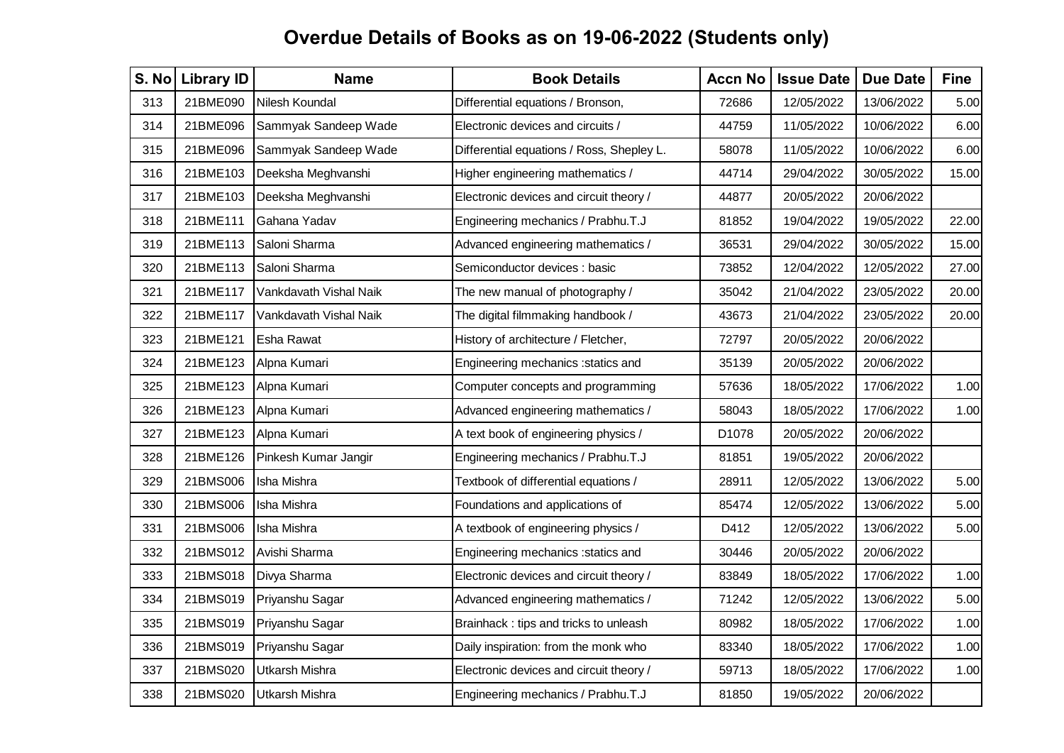# Overdue Details of Books as on 19-06-2022 (Students only)

| S. No | Library ID | Name | Book Details | Accn No | Issue Date | Due Date | Fine |
|---|---|---|---|---|---|---|---|
| 313 | 21BME090 | Nilesh Koundal | Differential equations / Bronson, | 72686 | 12/05/2022 | 13/06/2022 | 5.00 |
| 314 | 21BME096 | Sammyak Sandeep Wade | Electronic devices and circuits / | 44759 | 11/05/2022 | 10/06/2022 | 6.00 |
| 315 | 21BME096 | Sammyak Sandeep Wade | Differential equations / Ross, Shepley L. | 58078 | 11/05/2022 | 10/06/2022 | 6.00 |
| 316 | 21BME103 | Deeksha Meghvanshi | Higher engineering mathematics / | 44714 | 29/04/2022 | 30/05/2022 | 15.00 |
| 317 | 21BME103 | Deeksha Meghvanshi | Electronic devices and circuit theory / | 44877 | 20/05/2022 | 20/06/2022 | |
| 318 | 21BME111 | Gahana Yadav | Engineering mechanics / Prabhu.T.J | 81852 | 19/04/2022 | 19/05/2022 | 22.00 |
| 319 | 21BME113 | Saloni Sharma | Advanced engineering mathematics / | 36531 | 29/04/2022 | 30/05/2022 | 15.00 |
| 320 | 21BME113 | Saloni Sharma | Semiconductor devices : basic | 73852 | 12/04/2022 | 12/05/2022 | 27.00 |
| 321 | 21BME117 | Vankdavath Vishal Naik | The new manual of photography / | 35042 | 21/04/2022 | 23/05/2022 | 20.00 |
| 322 | 21BME117 | Vankdavath Vishal Naik | The digital filmmaking handbook / | 43673 | 21/04/2022 | 23/05/2022 | 20.00 |
| 323 | 21BME121 | Esha Rawat | History of architecture / Fletcher, | 72797 | 20/05/2022 | 20/06/2022 | |
| 324 | 21BME123 | Alpna Kumari | Engineering mechanics :statics and | 35139 | 20/05/2022 | 20/06/2022 | |
| 325 | 21BME123 | Alpna Kumari | Computer concepts and programming | 57636 | 18/05/2022 | 17/06/2022 | 1.00 |
| 326 | 21BME123 | Alpna Kumari | Advanced engineering mathematics / | 58043 | 18/05/2022 | 17/06/2022 | 1.00 |
| 327 | 21BME123 | Alpna Kumari | A text book of engineering physics / | D1078 | 20/05/2022 | 20/06/2022 | |
| 328 | 21BME126 | Pinkesh Kumar Jangir | Engineering mechanics / Prabhu.T.J | 81851 | 19/05/2022 | 20/06/2022 | |
| 329 | 21BMS006 | Isha Mishra | Textbook of differential equations / | 28911 | 12/05/2022 | 13/06/2022 | 5.00 |
| 330 | 21BMS006 | Isha Mishra | Foundations and applications of | 85474 | 12/05/2022 | 13/06/2022 | 5.00 |
| 331 | 21BMS006 | Isha Mishra | A textbook of engineering physics / | D412 | 12/05/2022 | 13/06/2022 | 5.00 |
| 332 | 21BMS012 | Avishi Sharma | Engineering mechanics :statics and | 30446 | 20/05/2022 | 20/06/2022 | |
| 333 | 21BMS018 | Divya Sharma | Electronic devices and circuit theory / | 83849 | 18/05/2022 | 17/06/2022 | 1.00 |
| 334 | 21BMS019 | Priyanshu Sagar | Advanced engineering mathematics / | 71242 | 12/05/2022 | 13/06/2022 | 5.00 |
| 335 | 21BMS019 | Priyanshu Sagar | Brainhack : tips and tricks to unleash | 80982 | 18/05/2022 | 17/06/2022 | 1.00 |
| 336 | 21BMS019 | Priyanshu Sagar | Daily inspiration: from the monk who | 83340 | 18/05/2022 | 17/06/2022 | 1.00 |
| 337 | 21BMS020 | Utkarsh Mishra | Electronic devices and circuit theory / | 59713 | 18/05/2022 | 17/06/2022 | 1.00 |
| 338 | 21BMS020 | Utkarsh Mishra | Engineering mechanics / Prabhu.T.J | 81850 | 19/05/2022 | 20/06/2022 | |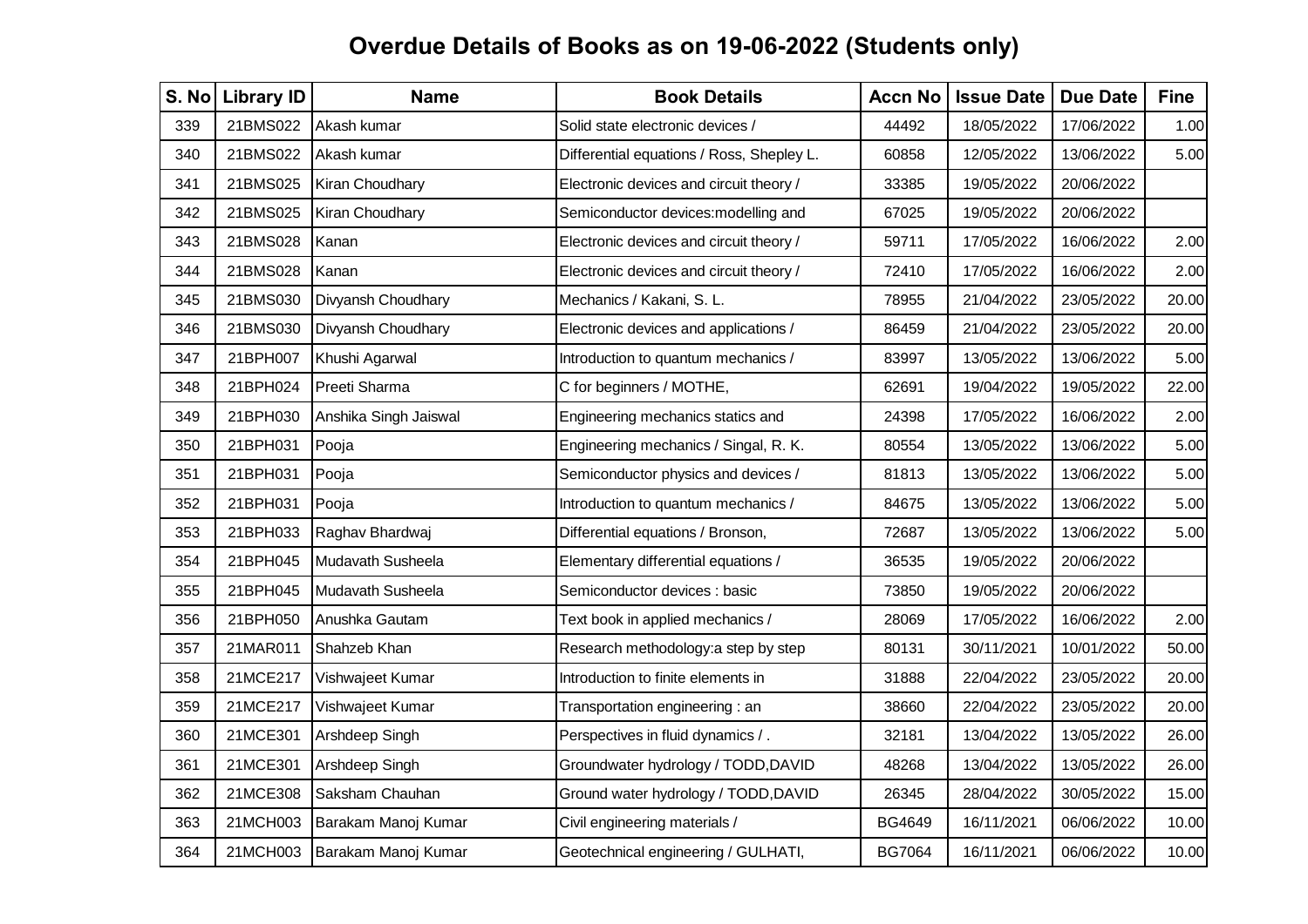# Overdue Details of Books as on 19-06-2022 (Students only)

| S. No | Library ID | Name | Book Details | Accn No | Issue Date | Due Date | Fine |
|---|---|---|---|---|---|---|---|
| 339 | 21BMS022 | Akash kumar | Solid state electronic devices / | 44492 | 18/05/2022 | 17/06/2022 | 1.00 |
| 340 | 21BMS022 | Akash kumar | Differential equations / Ross, Shepley L. | 60858 | 12/05/2022 | 13/06/2022 | 5.00 |
| 341 | 21BMS025 | Kiran Choudhary | Electronic devices and circuit theory / | 33385 | 19/05/2022 | 20/06/2022 | |
| 342 | 21BMS025 | Kiran Choudhary | Semiconductor devices:modelling and | 67025 | 19/05/2022 | 20/06/2022 | |
| 343 | 21BMS028 | Kanan | Electronic devices and circuit theory / | 59711 | 17/05/2022 | 16/06/2022 | 2.00 |
| 344 | 21BMS028 | Kanan | Electronic devices and circuit theory / | 72410 | 17/05/2022 | 16/06/2022 | 2.00 |
| 345 | 21BMS030 | Divyansh Choudhary | Mechanics / Kakani, S. L. | 78955 | 21/04/2022 | 23/05/2022 | 20.00 |
| 346 | 21BMS030 | Divyansh Choudhary | Electronic devices and applications / | 86459 | 21/04/2022 | 23/05/2022 | 20.00 |
| 347 | 21BPH007 | Khushi Agarwal | Introduction to quantum mechanics / | 83997 | 13/05/2022 | 13/06/2022 | 5.00 |
| 348 | 21BPH024 | Preeti Sharma | C for beginners / MOTHE, | 62691 | 19/04/2022 | 19/05/2022 | 22.00 |
| 349 | 21BPH030 | Anshika Singh Jaiswal | Engineering mechanics statics and | 24398 | 17/05/2022 | 16/06/2022 | 2.00 |
| 350 | 21BPH031 | Pooja | Engineering mechanics / Singal, R. K. | 80554 | 13/05/2022 | 13/06/2022 | 5.00 |
| 351 | 21BPH031 | Pooja | Semiconductor physics and devices / | 81813 | 13/05/2022 | 13/06/2022 | 5.00 |
| 352 | 21BPH031 | Pooja | Introduction to quantum mechanics / | 84675 | 13/05/2022 | 13/06/2022 | 5.00 |
| 353 | 21BPH033 | Raghav Bhardwaj | Differential equations / Bronson, | 72687 | 13/05/2022 | 13/06/2022 | 5.00 |
| 354 | 21BPH045 | Mudavath Susheela | Elementary differential equations / | 36535 | 19/05/2022 | 20/06/2022 | |
| 355 | 21BPH045 | Mudavath Susheela | Semiconductor devices : basic | 73850 | 19/05/2022 | 20/06/2022 | |
| 356 | 21BPH050 | Anushka Gautam | Text book in applied mechanics / | 28069 | 17/05/2022 | 16/06/2022 | 2.00 |
| 357 | 21MAR011 | Shahzeb Khan | Research methodology:a step by step | 80131 | 30/11/2021 | 10/01/2022 | 50.00 |
| 358 | 21MCE217 | Vishwajeet Kumar | Introduction to finite elements in | 31888 | 22/04/2022 | 23/05/2022 | 20.00 |
| 359 | 21MCE217 | Vishwajeet Kumar | Transportation engineering : an | 38660 | 22/04/2022 | 23/05/2022 | 20.00 |
| 360 | 21MCE301 | Arshdeep Singh | Perspectives in fluid dynamics / . | 32181 | 13/04/2022 | 13/05/2022 | 26.00 |
| 361 | 21MCE301 | Arshdeep Singh | Groundwater hydrology / TODD,DAVID | 48268 | 13/04/2022 | 13/05/2022 | 26.00 |
| 362 | 21MCE308 | Saksham Chauhan | Ground water hydrology / TODD,DAVID | 26345 | 28/04/2022 | 30/05/2022 | 15.00 |
| 363 | 21MCH003 | Barakam Manoj Kumar | Civil engineering materials / | BG4649 | 16/11/2021 | 06/06/2022 | 10.00 |
| 364 | 21MCH003 | Barakam Manoj Kumar | Geotechnical engineering / GULHATI, | BG7064 | 16/11/2021 | 06/06/2022 | 10.00 |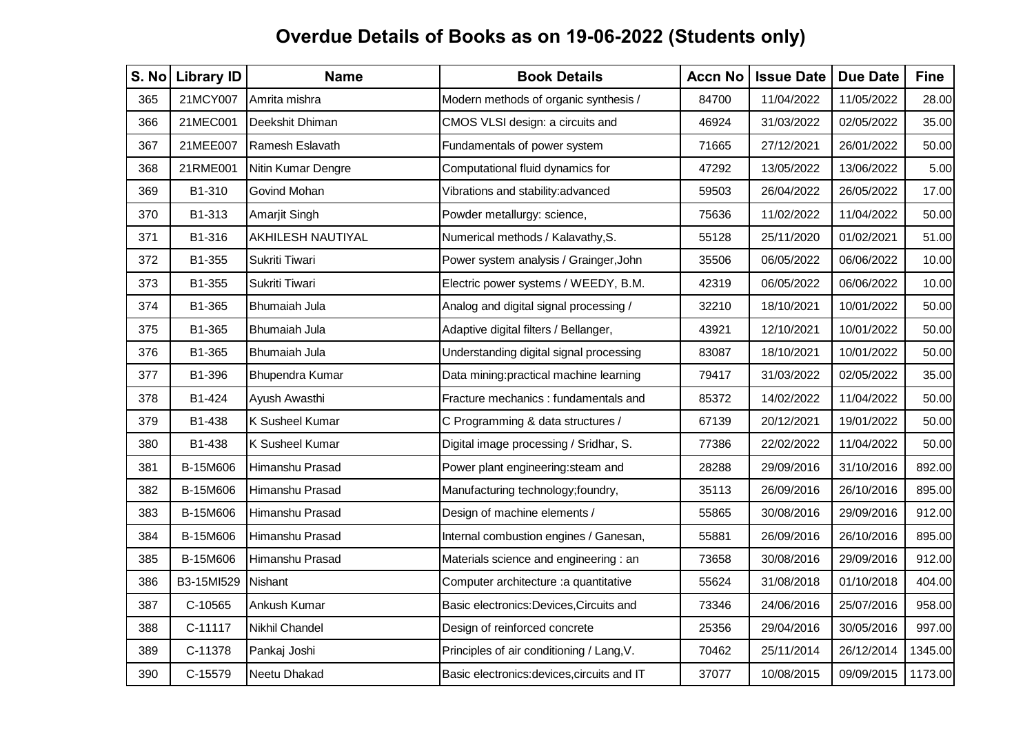# Overdue Details of Books as on 19-06-2022 (Students only)

| S. No | Library ID | Name | Book Details | Accn No | Issue Date | Due Date | Fine |
|---|---|---|---|---|---|---|---|
| 365 | 21MCY007 | Amrita mishra | Modern methods of organic synthesis / | 84700 | 11/04/2022 | 11/05/2022 | 28.00 |
| 366 | 21MEC001 | Deekshit Dhiman | CMOS VLSI design: a circuits and | 46924 | 31/03/2022 | 02/05/2022 | 35.00 |
| 367 | 21MEE007 | Ramesh Eslavath | Fundamentals of power system | 71665 | 27/12/2021 | 26/01/2022 | 50.00 |
| 368 | 21RME001 | Nitin Kumar Dengre | Computational fluid dynamics for | 47292 | 13/05/2022 | 13/06/2022 | 5.00 |
| 369 | B1-310 | Govind Mohan | Vibrations and stability:advanced | 59503 | 26/04/2022 | 26/05/2022 | 17.00 |
| 370 | B1-313 | Amarjit Singh | Powder metallurgy: science, | 75636 | 11/02/2022 | 11/04/2022 | 50.00 |
| 371 | B1-316 | AKHILESH NAUTIYAL | Numerical methods / Kalavathy,S. | 55128 | 25/11/2020 | 01/02/2021 | 51.00 |
| 372 | B1-355 | Sukriti Tiwari | Power system analysis / Grainger,John | 35506 | 06/05/2022 | 06/06/2022 | 10.00 |
| 373 | B1-355 | Sukriti Tiwari | Electric power systems / WEEDY, B.M. | 42319 | 06/05/2022 | 06/06/2022 | 10.00 |
| 374 | B1-365 | Bhumaiah Jula | Analog and digital signal processing / | 32210 | 18/10/2021 | 10/01/2022 | 50.00 |
| 375 | B1-365 | Bhumaiah Jula | Adaptive digital filters / Bellanger, | 43921 | 12/10/2021 | 10/01/2022 | 50.00 |
| 376 | B1-365 | Bhumaiah Jula | Understanding digital signal processing | 83087 | 18/10/2021 | 10/01/2022 | 50.00 |
| 377 | B1-396 | Bhupendra Kumar | Data mining:practical machine learning | 79417 | 31/03/2022 | 02/05/2022 | 35.00 |
| 378 | B1-424 | Ayush Awasthi | Fracture mechanics : fundamentals and | 85372 | 14/02/2022 | 11/04/2022 | 50.00 |
| 379 | B1-438 | K Susheel Kumar | C Programming & data structures / | 67139 | 20/12/2021 | 19/01/2022 | 50.00 |
| 380 | B1-438 | K Susheel Kumar | Digital image processing / Sridhar, S. | 77386 | 22/02/2022 | 11/04/2022 | 50.00 |
| 381 | B-15M606 | Himanshu Prasad | Power plant engineering:steam and | 28288 | 29/09/2016 | 31/10/2016 | 892.00 |
| 382 | B-15M606 | Himanshu Prasad | Manufacturing technology;foundry, | 35113 | 26/09/2016 | 26/10/2016 | 895.00 |
| 383 | B-15M606 | Himanshu Prasad | Design of machine elements / | 55865 | 30/08/2016 | 29/09/2016 | 912.00 |
| 384 | B-15M606 | Himanshu Prasad | Internal combustion engines / Ganesan, | 55881 | 26/09/2016 | 26/10/2016 | 895.00 |
| 385 | B-15M606 | Himanshu Prasad | Materials science and engineering : an | 73658 | 30/08/2016 | 29/09/2016 | 912.00 |
| 386 | B3-15MI529 | Nishant | Computer architecture :a quantitative | 55624 | 31/08/2018 | 01/10/2018 | 404.00 |
| 387 | C-10565 | Ankush Kumar | Basic electronics:Devices,Circuits and | 73346 | 24/06/2016 | 25/07/2016 | 958.00 |
| 388 | C-11117 | Nikhil Chandel | Design of reinforced concrete | 25356 | 29/04/2016 | 30/05/2016 | 997.00 |
| 389 | C-11378 | Pankaj Joshi | Principles of air conditioning / Lang,V. | 70462 | 25/11/2014 | 26/12/2014 | 1345.00 |
| 390 | C-15579 | Neetu Dhakad | Basic electronics:devices,circuits and IT | 37077 | 10/08/2015 | 09/09/2015 | 1173.00 |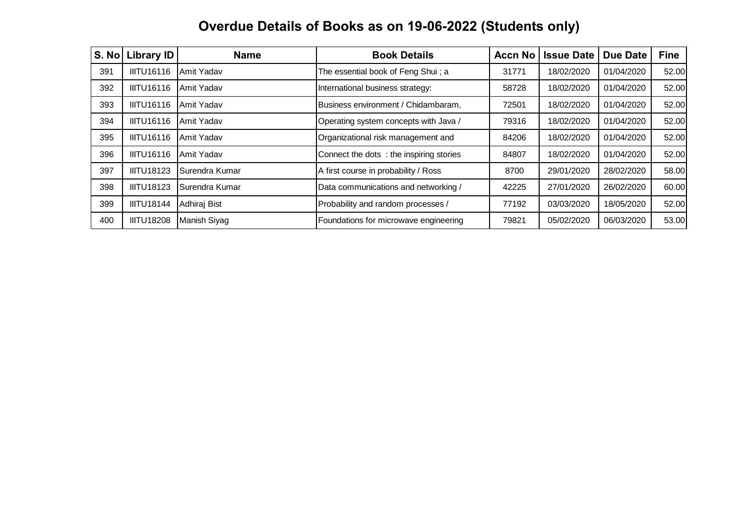# Overdue Details of Books as on 19-06-2022 (Students only)

| S. No | Library ID | Name | Book Details | Accn No | Issue Date | Due Date | Fine |
|---|---|---|---|---|---|---|---|
| 391 | IIITU16116 | Amit Yadav | The essential book of Feng Shui ; a | 31771 | 18/02/2020 | 01/04/2020 | 52.00 |
| 392 | IIITU16116 | Amit Yadav | International business strategy: | 58728 | 18/02/2020 | 01/04/2020 | 52.00 |
| 393 | IIITU16116 | Amit Yadav | Business environment / Chidambaram, | 72501 | 18/02/2020 | 01/04/2020 | 52.00 |
| 394 | IIITU16116 | Amit Yadav | Operating system concepts with Java / | 79316 | 18/02/2020 | 01/04/2020 | 52.00 |
| 395 | IIITU16116 | Amit Yadav | Organizational risk management and | 84206 | 18/02/2020 | 01/04/2020 | 52.00 |
| 396 | IIITU16116 | Amit Yadav | Connect the dots : the inspiring stories | 84807 | 18/02/2020 | 01/04/2020 | 52.00 |
| 397 | IIITU18123 | Surendra Kumar | A first course in probability / Ross | 8700 | 29/01/2020 | 28/02/2020 | 58.00 |
| 398 | IIITU18123 | Surendra Kumar | Data communications and networking / | 42225 | 27/01/2020 | 26/02/2020 | 60.00 |
| 399 | IIITU18144 | Adhiraj Bist | Probability and random processes / | 77192 | 03/03/2020 | 18/05/2020 | 52.00 |
| 400 | IIITU18208 | Manish Siyag | Foundations for microwave engineering | 79821 | 05/02/2020 | 06/03/2020 | 53.00 |